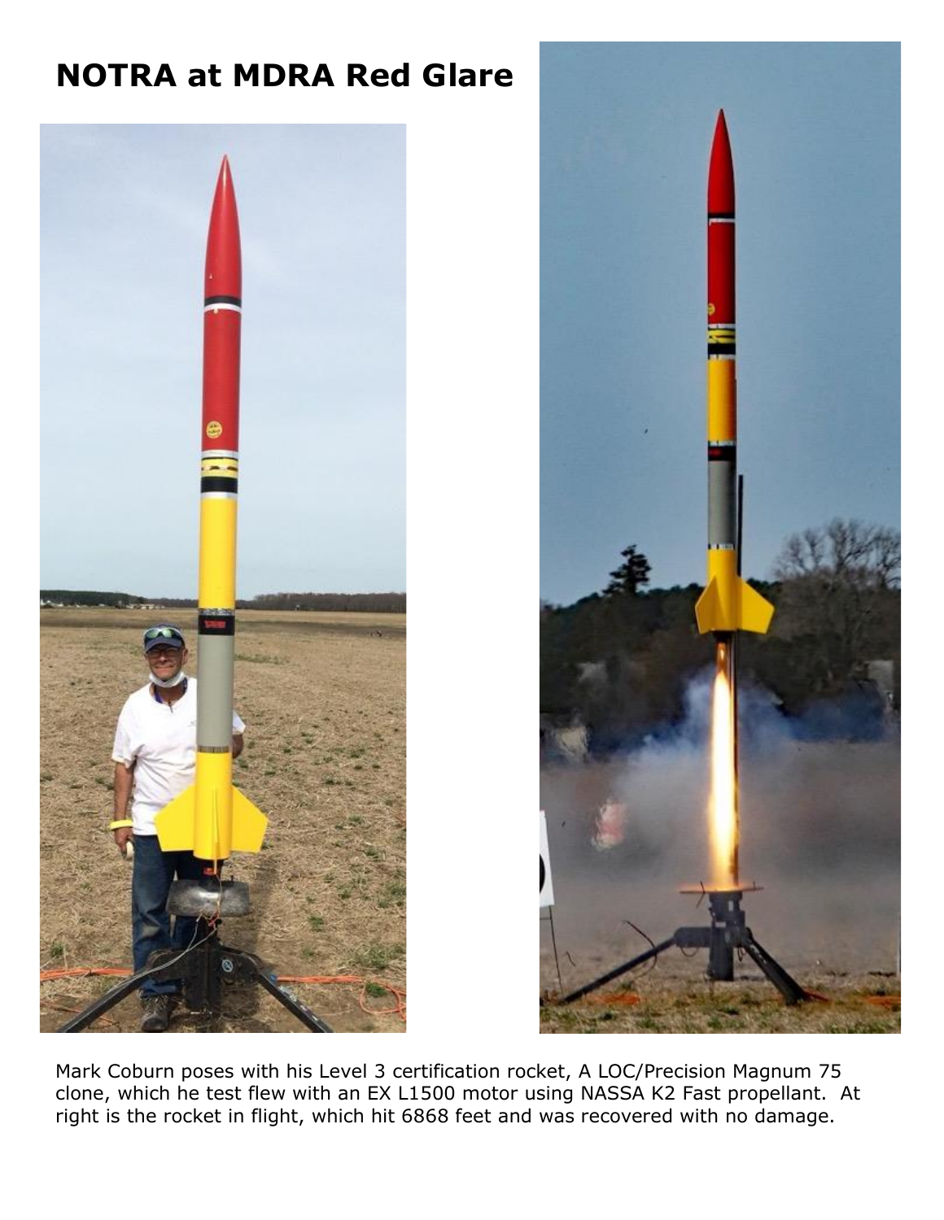# NOTRA at MDRA Red Glare

Mark Coburn poses with his Level 3 certification rocket, A LOC/Precision Magnum 75 clone, which he test flew with an EX L1500 motor using NASSA K2 Fast propellant. At right is the rocket in flight, which hit 6868 feet and was recovered with no damage.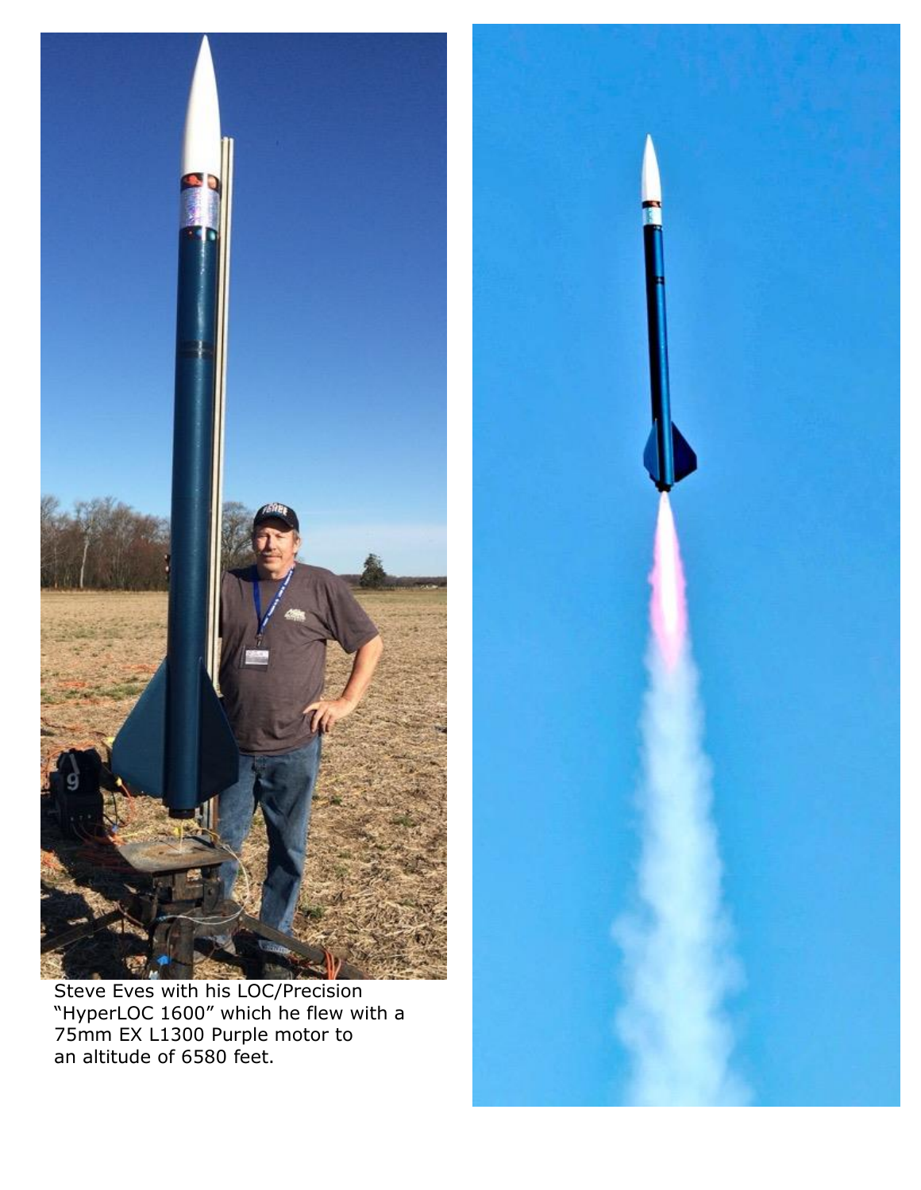Steve Eves with his LOC/Precision “HyperLOC 1600” which he flew with a 75mm EX L1300 Purple motor to an altitude of 6580 feet.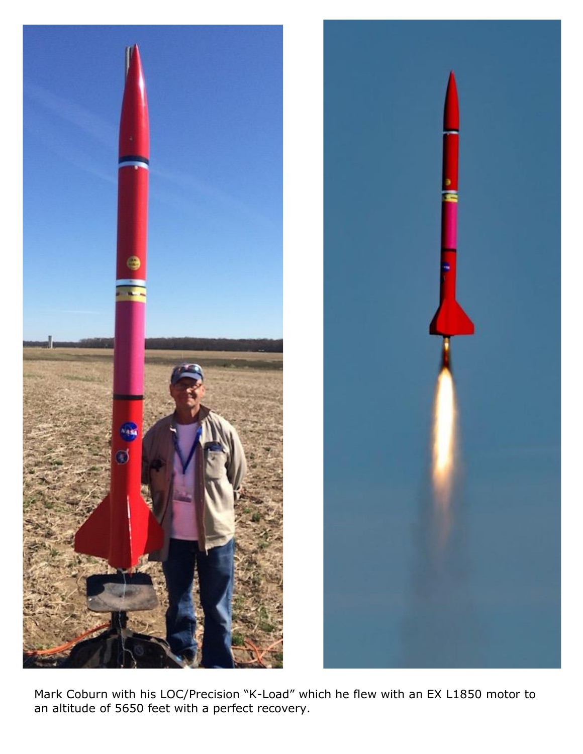Mark Coburn with his LOC/Precision “K-Load” which he flew with an EX L1850 motor to an altitude of 5650 feet with a perfect recovery.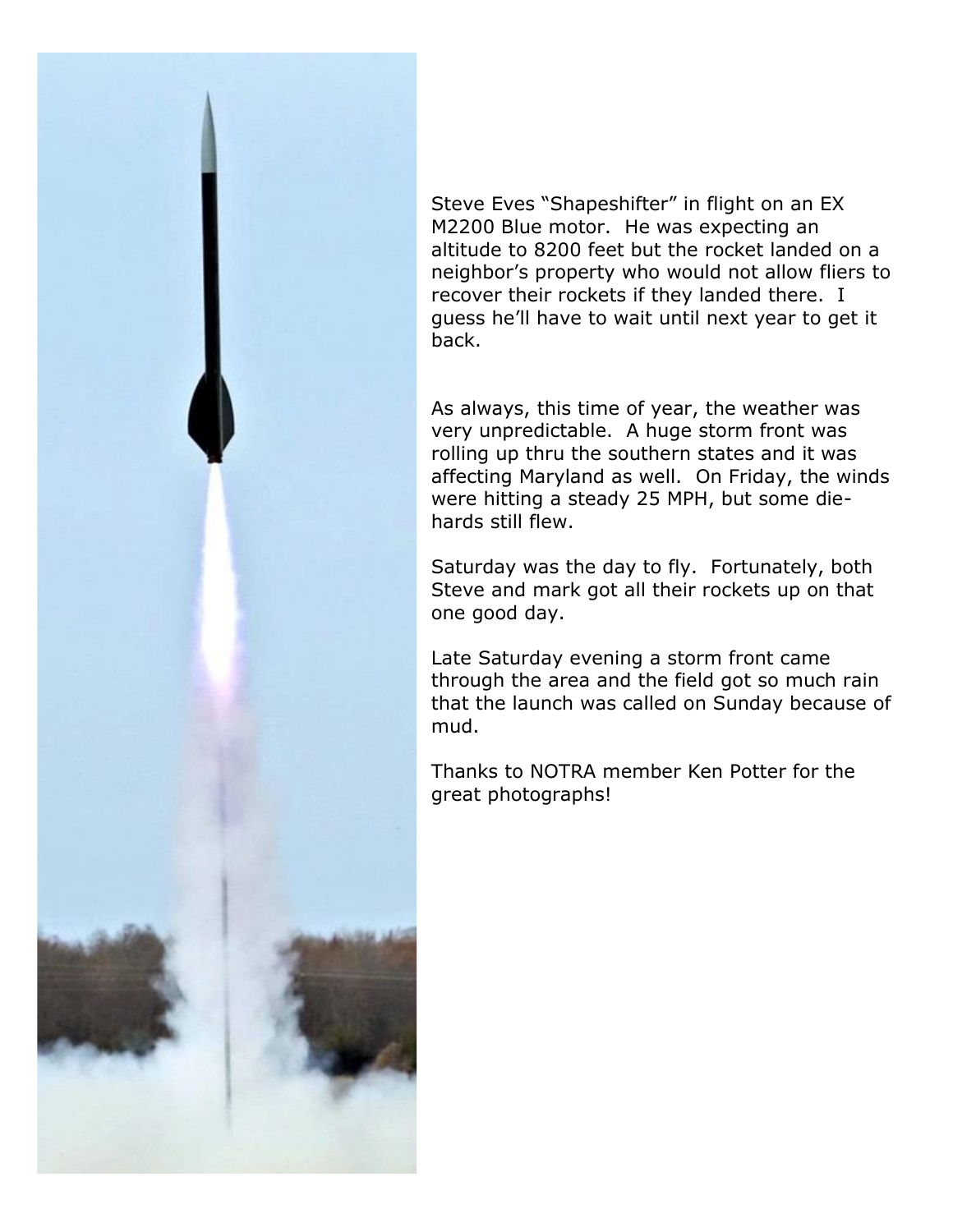Steve Eves "Shapeshifter" in flight on an EX M2200 Blue motor. He was expecting an altitude to 8200 feet but the rocket landed on a neighbor's property who would not allow fliers to recover their rockets if they landed there. I guess he'll have to wait until next year to get it back.

As always, this time of year, the weather was very unpredictable. A huge storm front was rolling up thru the southern states and it was affecting Maryland as well. On Friday, the winds were hitting a steady 25 MPH, but some die-hards still flew.

Saturday was the day to fly. Fortunately, both Steve and mark got all their rockets up on that one good day.

Late Saturday evening a storm front came through the area and the field got so much rain that the launch was called on Sunday because of mud.

Thanks to NOTRA member Ken Potter for the great photographs!